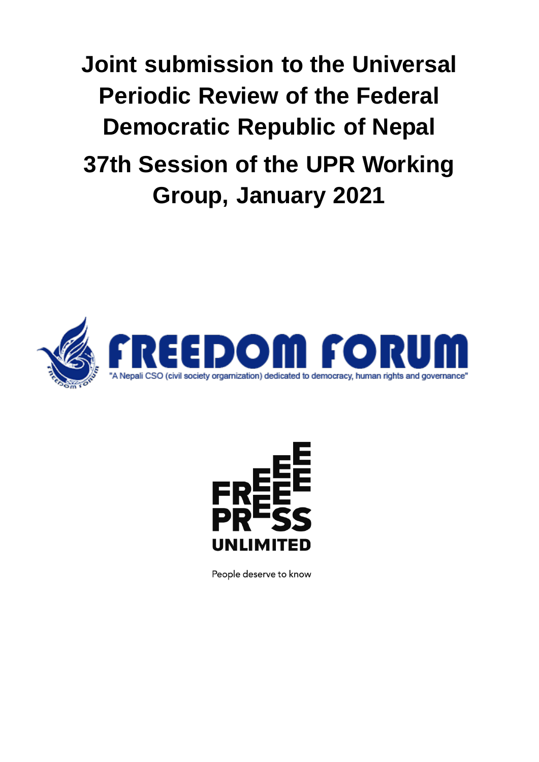# Joint submission to the Universal Periodic Review of the Federal Democratic Republic of Nepal

# 37th Session of the UPR Working Group, January 2021

FREEDOM FORUM

"A Nepali CSO (civil society orgamization) dedicated to democracy, human rights and governance"

FREE PRESS UNLIMITED

People deserve to know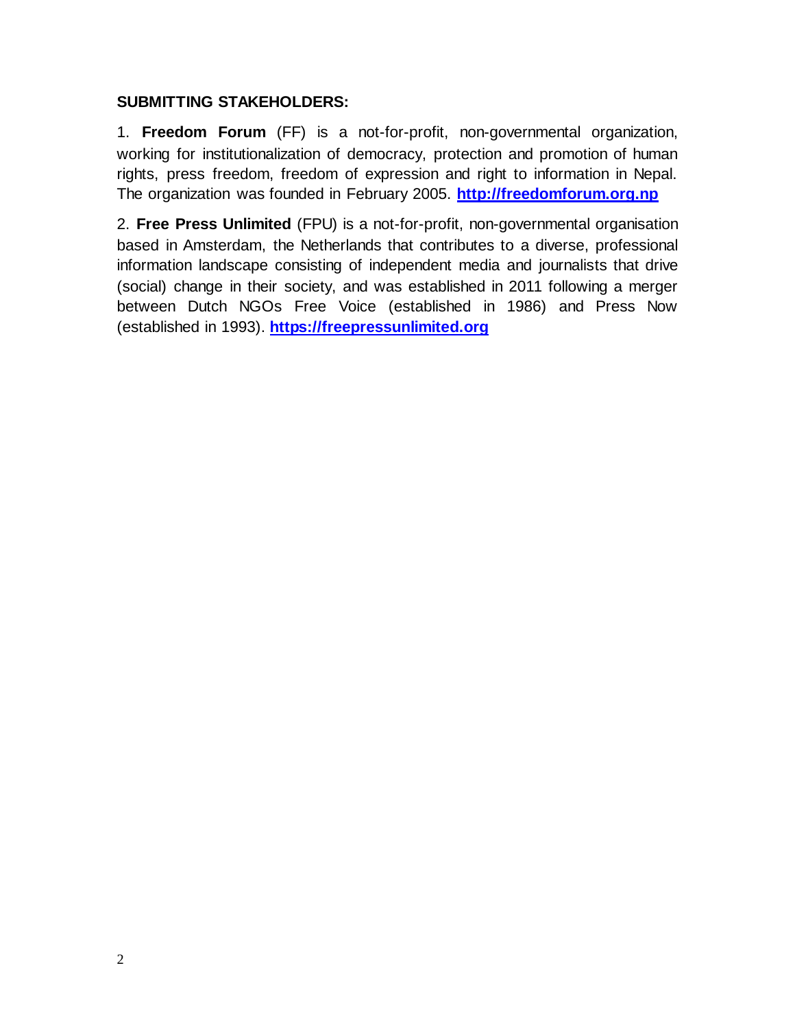**SUBMITTING STAKEHOLDERS:**

1. **Freedom Forum** (FF) is a not-for-profit, non-governmental organization, working for institutionalization of democracy, protection and promotion of human rights, press freedom, freedom of expression and right to information in Nepal. The organization was founded in February 2005. **http://freedomforum.org.np**

2. **Free Press Unlimited** (FPU) is a not-for-profit, non-governmental organisation based in Amsterdam, the Netherlands that contributes to a diverse, professional information landscape consisting of independent media and journalists that drive (social) change in their society, and was established in 2011 following a merger between Dutch NGOs Free Voice (established in 1986) and Press Now (established in 1993). **https://freepressunlimited.org**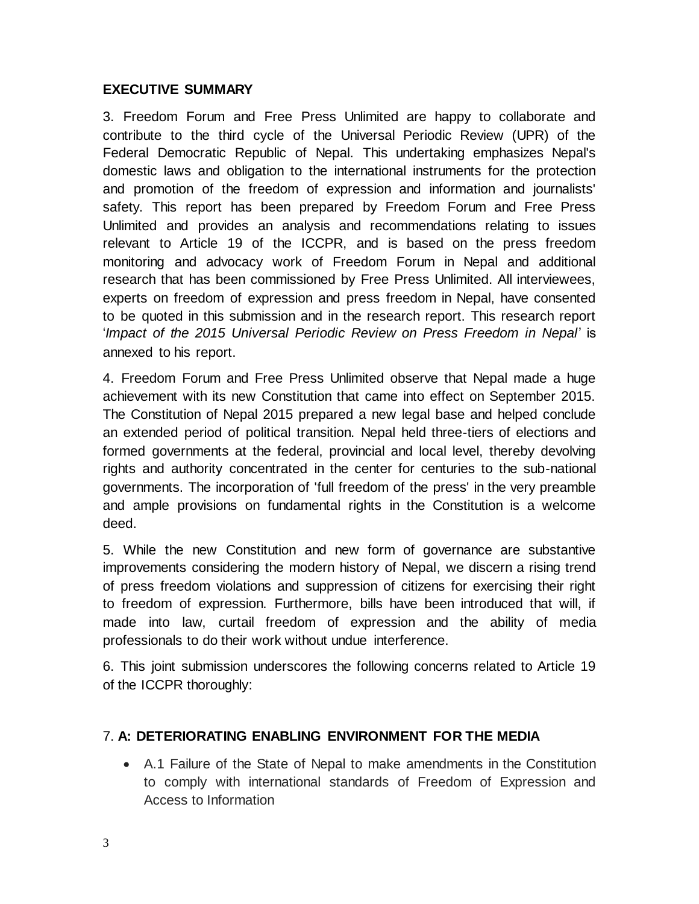**EXECUTIVE SUMMARY**

3. Freedom Forum and Free Press Unlimited are happy to collaborate and contribute to the third cycle of the Universal Periodic Review (UPR) of the Federal Democratic Republic of Nepal. This undertaking emphasizes Nepal's domestic laws and obligation to the international instruments for the protection and promotion of the freedom of expression and information and journalists' safety. This report has been prepared by Freedom Forum and Free Press Unlimited and provides an analysis and recommendations relating to issues relevant to Article 19 of the ICCPR, and is based on the press freedom monitoring and advocacy work of Freedom Forum in Nepal and additional research that has been commissioned by Free Press Unlimited. All interviewees, experts on freedom of expression and press freedom in Nepal, have consented to be quoted in this submission and in the research report. This research report '*Impact of the 2015 Universal Periodic Review on Press Freedom in Nepal*' is annexed to his report.

4. Freedom Forum and Free Press Unlimited observe that Nepal made a huge achievement with its new Constitution that came into effect on September 2015. The Constitution of Nepal 2015 prepared a new legal base and helped conclude an extended period of political transition. Nepal held three-tiers of elections and formed governments at the federal, provincial and local level, thereby devolving rights and authority concentrated in the center for centuries to the sub-national governments. The incorporation of 'full freedom of the press' in the very preamble and ample provisions on fundamental rights in the Constitution is a welcome deed.

5. While the new Constitution and new form of governance are substantive improvements considering the modern history of Nepal, we discern a rising trend of press freedom violations and suppression of citizens for exercising their right to freedom of expression. Furthermore, bills have been introduced that will, if made into law, curtail freedom of expression and the ability of media professionals to do their work without undue interference.

6. This joint submission underscores the following concerns related to Article 19 of the ICCPR thoroughly:

7. **A: DETERIORATING ENABLING ENVIRONMENT FOR THE MEDIA**

- A.1 Failure of the State of Nepal to make amendments in the Constitution to comply with international standards of Freedom of Expression and Access to Information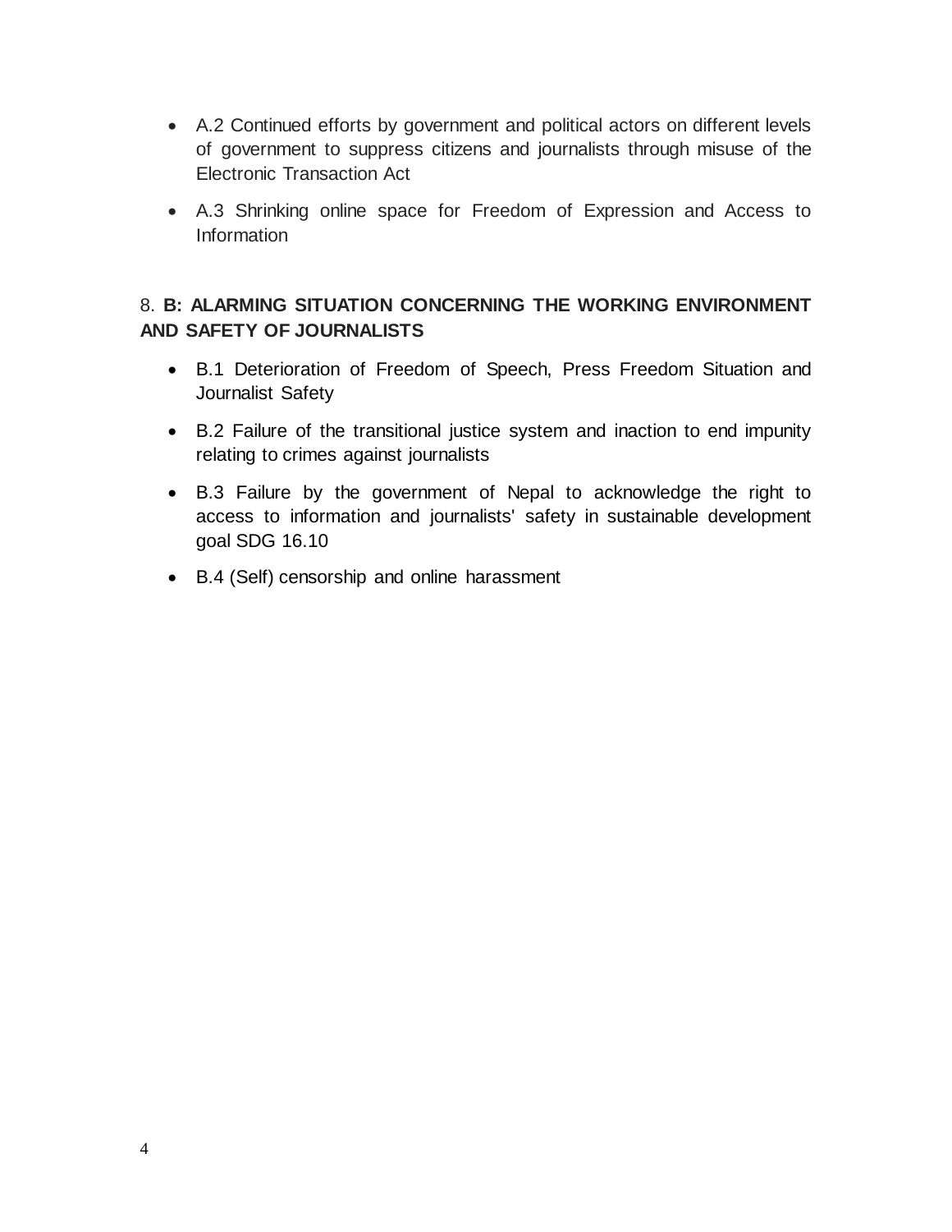- A.2 Continued efforts by government and political actors on different levels of government to suppress citizens and journalists through misuse of the Electronic Transaction Act
- A.3 Shrinking online space for Freedom of Expression and Access to Information

8. **B: ALARMING SITUATION CONCERNING THE WORKING ENVIRONMENT AND SAFETY OF JOURNALISTS**

- B.1 Deterioration of Freedom of Speech, Press Freedom Situation and Journalist Safety
- B.2 Failure of the transitional justice system and inaction to end impunity relating to crimes against journalists
- B.3 Failure by the government of Nepal to acknowledge the right to access to information and journalists' safety in sustainable development goal SDG 16.10
- B.4 (Self) censorship and online harassment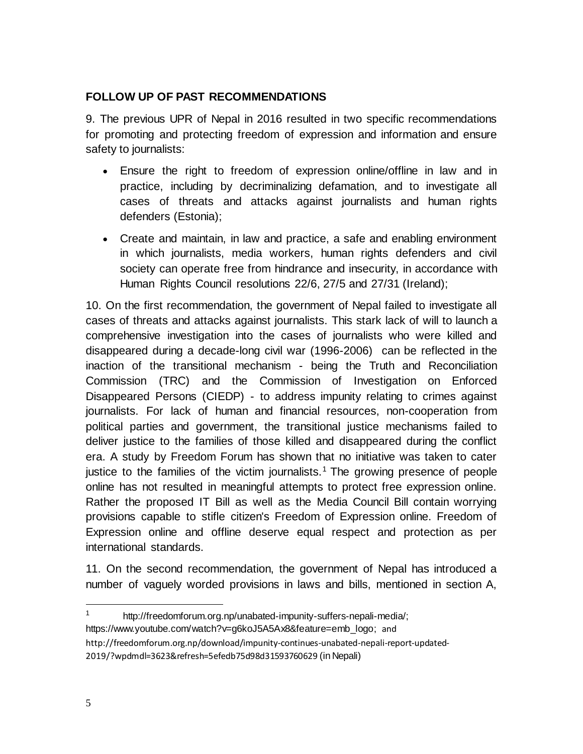## FOLLOW UP OF PAST RECOMMENDATIONS

9. The previous UPR of Nepal in 2016 resulted in two specific recommendations for promoting and protecting freedom of expression and information and ensure safety to journalists:

- Ensure the right to freedom of expression online/offline in law and in practice, including by decriminalizing defamation, and to investigate all cases of threats and attacks against journalists and human rights defenders (Estonia);
- Create and maintain, in law and practice, a safe and enabling environment in which journalists, media workers, human rights defenders and civil society can operate free from hindrance and insecurity, in accordance with Human Rights Council resolutions 22/6, 27/5 and 27/31 (Ireland);

10. On the first recommendation, the government of Nepal failed to investigate all cases of threats and attacks against journalists. This stark lack of will to launch a comprehensive investigation into the cases of journalists who were killed and disappeared during a decade-long civil war (1996-2006) can be reflected in the inaction of the transitional mechanism - being the Truth and Reconciliation Commission (TRC) and the Commission of Investigation on Enforced Disappeared Persons (CIEDP) - to address impunity relating to crimes against journalists. For lack of human and financial resources, non-cooperation from political parties and government, the transitional justice mechanisms failed to deliver justice to the families of those killed and disappeared during the conflict era. A study by Freedom Forum has shown that no initiative was taken to cater justice to the families of the victim journalists.[1] The growing presence of people online has not resulted in meaningful attempts to protect free expression online. Rather the proposed IT Bill as well as the Media Council Bill contain worrying provisions capable to stifle citizen's Freedom of Expression online. Freedom of Expression online and offline deserve equal respect and protection as per international standards.

11. On the second recommendation, the government of Nepal has introduced a number of vaguely worded provisions in laws and bills, mentioned in section A,

---

[1] http://freedomforum.org.np/unabated-impunity-suffers-nepali-media/; https://www.youtube.com/watch?v=g6koJ5A5Ax8&feature=emb_logo; and http://freedomforum.org.np/download/impunity-continues-unabated-nepali-report-updated-2019/?wpdmdl=3623&refresh=5efedb75d98d31593760629 (in Nepali)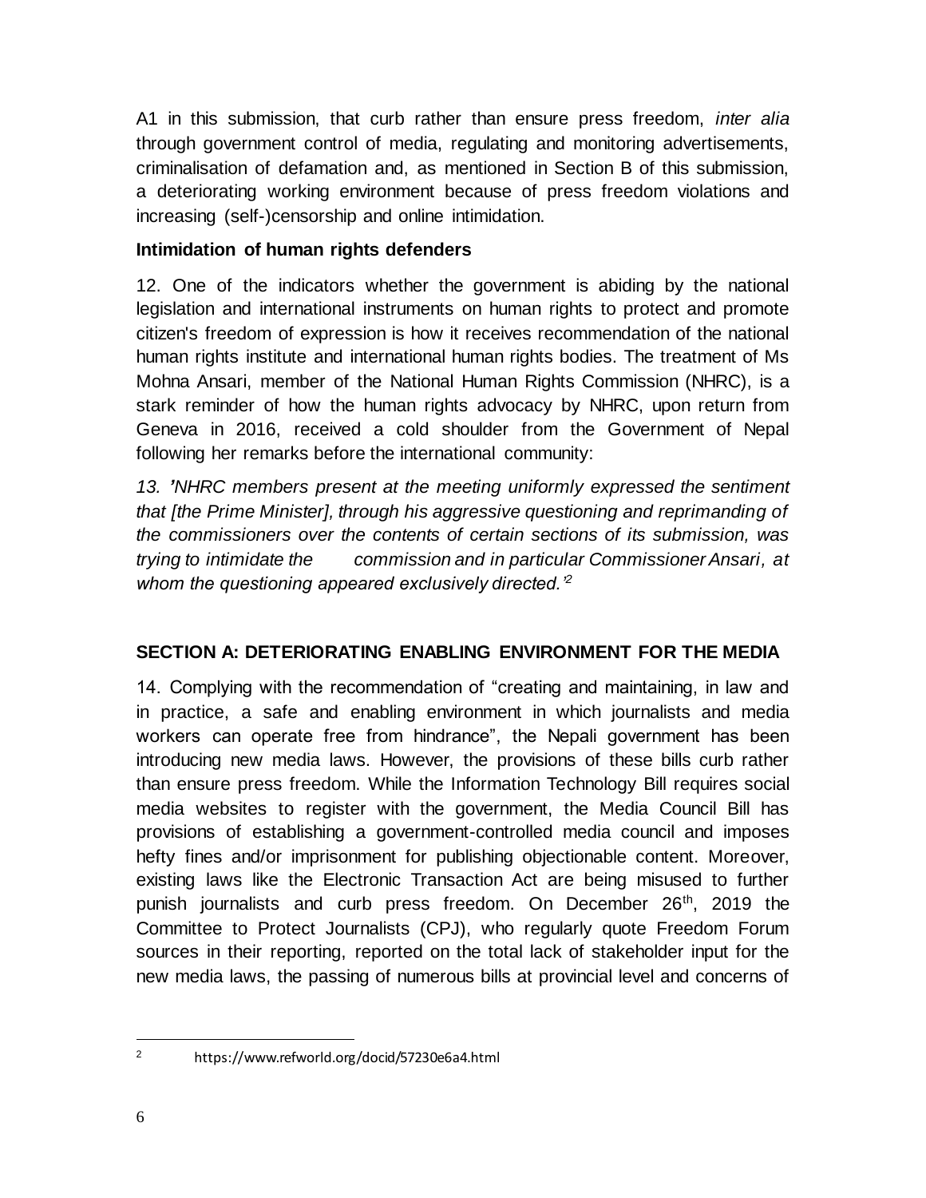A1 in this submission, that curb rather than ensure press freedom, *inter alia* through government control of media, regulating and monitoring advertisements, criminalisation of defamation and, as mentioned in Section B of this submission, a deteriorating working environment because of press freedom violations and increasing (self-)censorship and online intimidation.

**Intimidation of human rights defenders**

12. One of the indicators whether the government is abiding by the national legislation and international instruments on human rights to protect and promote citizen's freedom of expression is how it receives recommendation of the national human rights institute and international human rights bodies. The treatment of Ms Mohna Ansari, member of the National Human Rights Commission (NHRC), is a stark reminder of how the human rights advocacy by NHRC, upon return from Geneva in 2016, received a cold shoulder from the Government of Nepal following her remarks before the international community:

*13. 'NHRC members present at the meeting uniformly expressed the sentiment that [the Prime Minister], through his aggressive questioning and reprimanding of the commissioners over the contents of certain sections of its submission, was trying to intimidate the commission and in particular Commissioner Ansari, at whom the questioning appeared exclusively directed.'*[2]

## SECTION A: DETERIORATING ENABLING ENVIRONMENT FOR THE MEDIA

14. Complying with the recommendation of "creating and maintaining, in law and in practice, a safe and enabling environment in which journalists and media workers can operate free from hindrance", the Nepali government has been introducing new media laws. However, the provisions of these bills curb rather than ensure press freedom. While the Information Technology Bill requires social media websites to register with the government, the Media Council Bill has provisions of establishing a government-controlled media council and imposes hefty fines and/or imprisonment for publishing objectionable content. Moreover, existing laws like the Electronic Transaction Act are being misused to further punish journalists and curb press freedom. On December 26th, 2019 the Committee to Protect Journalists (CPJ), who regularly quote Freedom Forum sources in their reporting, reported on the total lack of stakeholder input for the new media laws, the passing of numerous bills at provincial level and concerns of

---

[2] https://www.refworld.org/docid/57230e6a4.html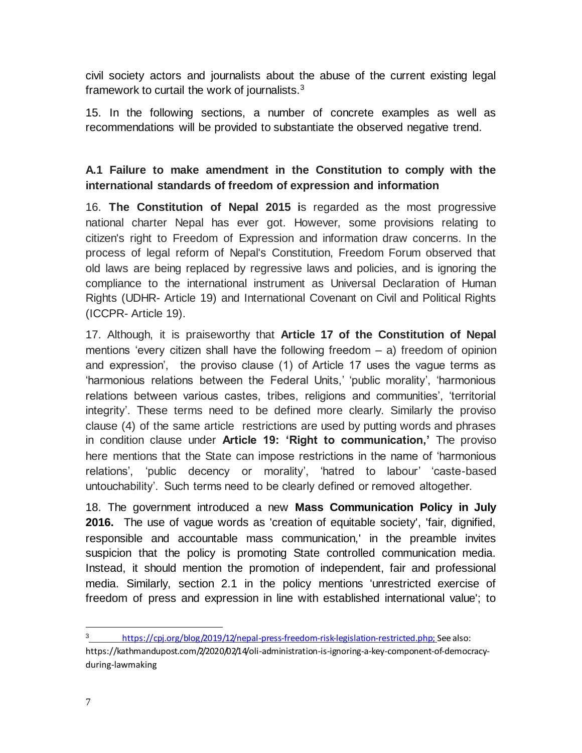civil society actors and journalists about the abuse of the current existing legal framework to curtail the work of journalists.[3]

15. In the following sections, a number of concrete examples as well as recommendations will be provided to substantiate the observed negative trend.

### A.1 Failure to make amendment in the Constitution to comply with the international standards of freedom of expression and information

16. **The Constitution of Nepal 2015 i**s regarded as the most progressive national charter Nepal has ever got. However, some provisions relating to citizen's right to Freedom of Expression and information draw concerns. In the process of legal reform of Nepal's Constitution, Freedom Forum observed that old laws are being replaced by regressive laws and policies, and is ignoring the compliance to the international instrument as Universal Declaration of Human Rights (UDHR- Article 19) and International Covenant on Civil and Political Rights (ICCPR- Article 19).

17. Although, it is praiseworthy that **Article 17 of the Constitution of Nepal** mentions 'every citizen shall have the following freedom – a) freedom of opinion and expression', the proviso clause (1) of Article 17 uses the vague terms as 'harmonious relations between the Federal Units,' 'public morality', 'harmonious relations between various castes, tribes, religions and communities', 'territorial integrity'. These terms need to be defined more clearly. Similarly the proviso clause (4) of the same article restrictions are used by putting words and phrases in condition clause under **Article 19: 'Right to communication,'** The proviso here mentions that the State can impose restrictions in the name of 'harmonious relations', 'public decency or morality', 'hatred to labour' 'caste-based untouchability'. Such terms need to be clearly defined or removed altogether.

18. The government introduced a new **Mass Communication Policy in July 2016.** The use of vague words as 'creation of equitable society', 'fair, dignified, responsible and accountable mass communication,' in the preamble invites suspicion that the policy is promoting State controlled communication media. Instead, it should mention the promotion of independent, fair and professional media. Similarly, section 2.1 in the policy mentions 'unrestricted exercise of freedom of press and expression in line with established international value'; to

---

[3] https://cpj.org/blog/2019/12/nepal-press-freedom-risk-legislation-restricted.php; See also: https://kathmandupost.com/2/2020/02/14/oli-administration-is-ignoring-a-key-component-of-democracy-during-lawmaking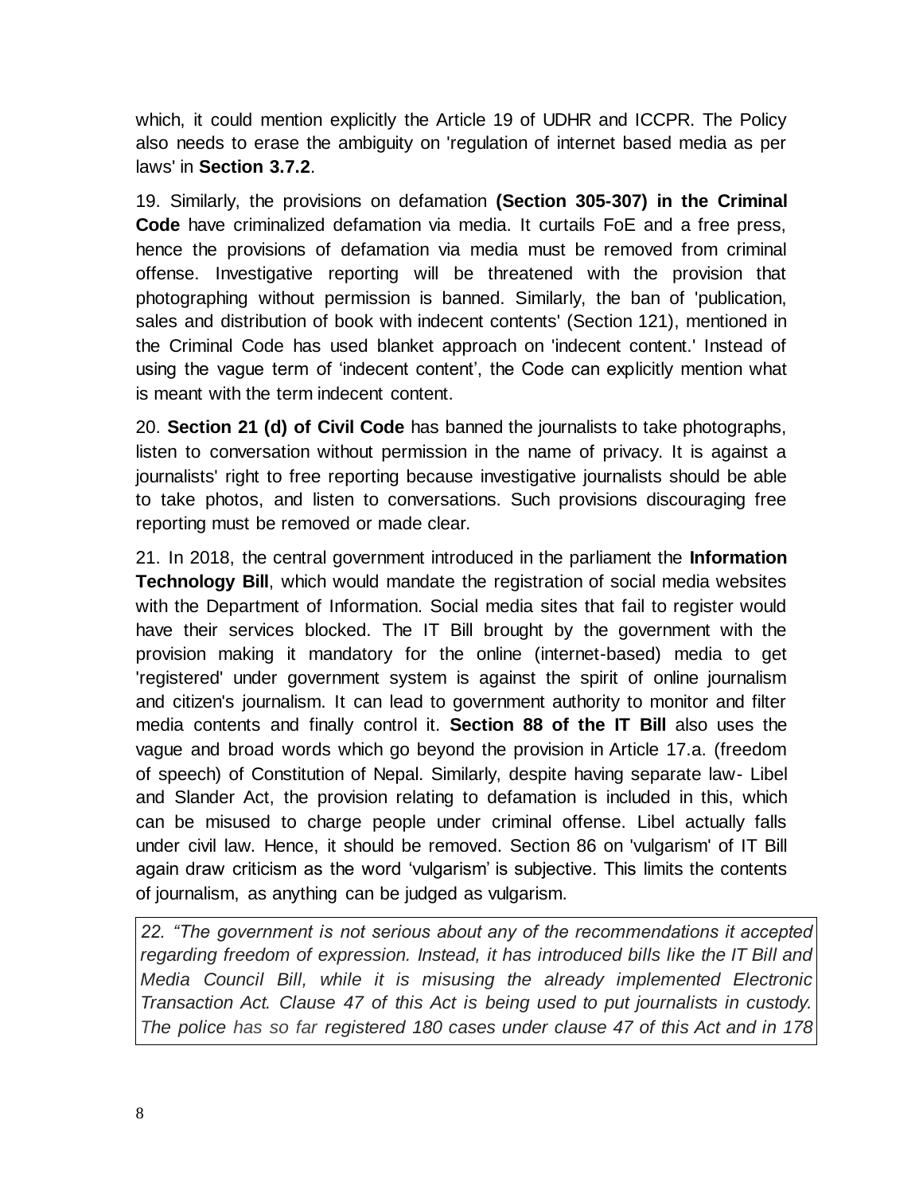which, it could mention explicitly the Article 19 of UDHR and ICCPR. The Policy also needs to erase the ambiguity on 'regulation of internet based media as per laws' in **Section 3.7.2**.

19. Similarly, the provisions on defamation **(Section 305-307) in the Criminal Code** have criminalized defamation via media. It curtails FoE and a free press, hence the provisions of defamation via media must be removed from criminal offense. Investigative reporting will be threatened with the provision that photographing without permission is banned. Similarly, the ban of 'publication, sales and distribution of book with indecent contents' (Section 121), mentioned in the Criminal Code has used blanket approach on 'indecent content.' Instead of using the vague term of 'indecent content', the Code can explicitly mention what is meant with the term indecent content.

20. **Section 21 (d) of Civil Code** has banned the journalists to take photographs, listen to conversation without permission in the name of privacy. It is against a journalists' right to free reporting because investigative journalists should be able to take photos, and listen to conversations. Such provisions discouraging free reporting must be removed or made clear.

21. In 2018, the central government introduced in the parliament the **Information Technology Bill**, which would mandate the registration of social media websites with the Department of Information. Social media sites that fail to register would have their services blocked. The IT Bill brought by the government with the provision making it mandatory for the online (internet-based) media to get 'registered' under government system is against the spirit of online journalism and citizen's journalism. It can lead to government authority to monitor and filter media contents and finally control it. **Section 88 of the IT Bill** also uses the vague and broad words which go beyond the provision in Article 17.a. (freedom of speech) of Constitution of Nepal. Similarly, despite having separate law- Libel and Slander Act, the provision relating to defamation is included in this, which can be misused to charge people under criminal offense. Libel actually falls under civil law. Hence, it should be removed. Section 86 on 'vulgarism' of IT Bill again draw criticism as the word 'vulgarism' is subjective. This limits the contents of journalism, as anything can be judged as vulgarism.

*22. "The government is not serious about any of the recommendations it accepted regarding freedom of expression. Instead, it has introduced bills like the IT Bill and Media Council Bill, while it is misusing the already implemented Electronic Transaction Act. Clause 47 of this Act is being used to put journalists in custody. The police has so far registered 180 cases under clause 47 of this Act and in 178*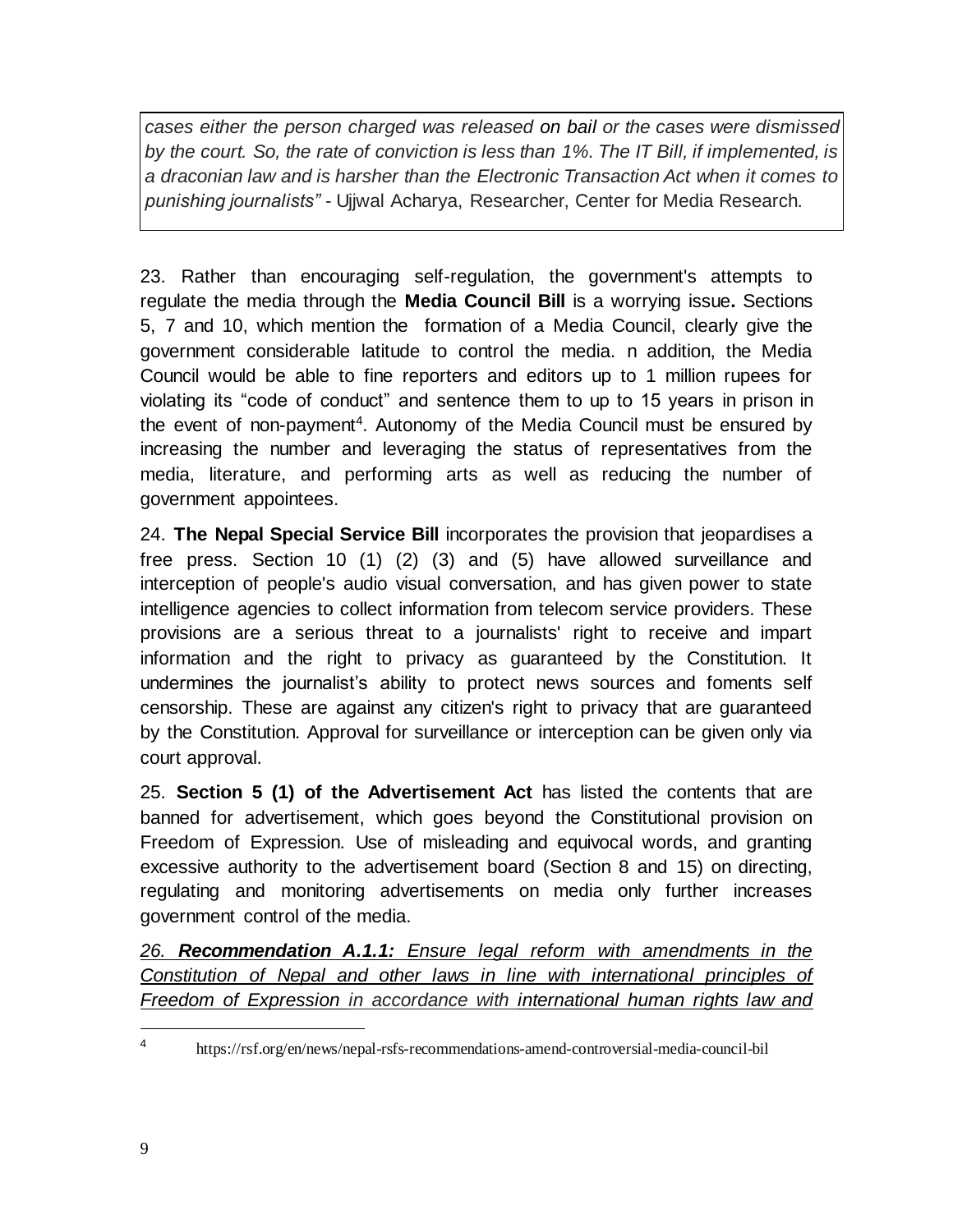*cases either the person charged was released* on bail *or the cases were dismissed by the court. So, the rate of conviction is less than 1%. The IT Bill, if implemented, is a draconian law and is harsher than the Electronic Transaction Act when it comes to punishing journalists"* - Ujjwal Acharya, Researcher, Center for Media Research.

23. Rather than encouraging self-regulation, the government's attempts to regulate the media through the **Media Council Bill** is a worrying issue**.** Sections 5, 7 and 10, which mention the formation of a Media Council, clearly give the government considerable latitude to control the media. n addition, the Media Council would be able to fine reporters and editors up to 1 million rupees for violating its "code of conduct" and sentence them to up to 15 years in prison in the event of non-payment[4]. Autonomy of the Media Council must be ensured by increasing the number and leveraging the status of representatives from the media, literature, and performing arts as well as reducing the number of government appointees.

24. **The Nepal Special Service Bill** incorporates the provision that jeopardises a free press. Section 10 (1) (2) (3) and (5) have allowed surveillance and interception of people's audio visual conversation, and has given power to state intelligence agencies to collect information from telecom service providers. These provisions are a serious threat to a journalists' right to receive and impart information and the right to privacy as guaranteed by the Constitution. It undermines the journalist's ability to protect news sources and foments self censorship. These are against any citizen's right to privacy that are guaranteed by the Constitution. Approval for surveillance or interception can be given only via court approval.

25. **Section 5 (1) of the Advertisement Act** has listed the contents that are banned for advertisement, which goes beyond the Constitutional provision on Freedom of Expression. Use of misleading and equivocal words, and granting excessive authority to the advertisement board (Section 8 and 15) on directing, regulating and monitoring advertisements on media only further increases government control of the media.

*26. **Recommendation A.1.1:** <u>Ensure legal reform with amendments in the Constitution of Nepal and other laws in line with international principles of Freedom of Expression in accordance with international human rights law and</u>*

[4] https://rsf.org/en/news/nepal-rsfs-recommendations-amend-controversial-media-council-bil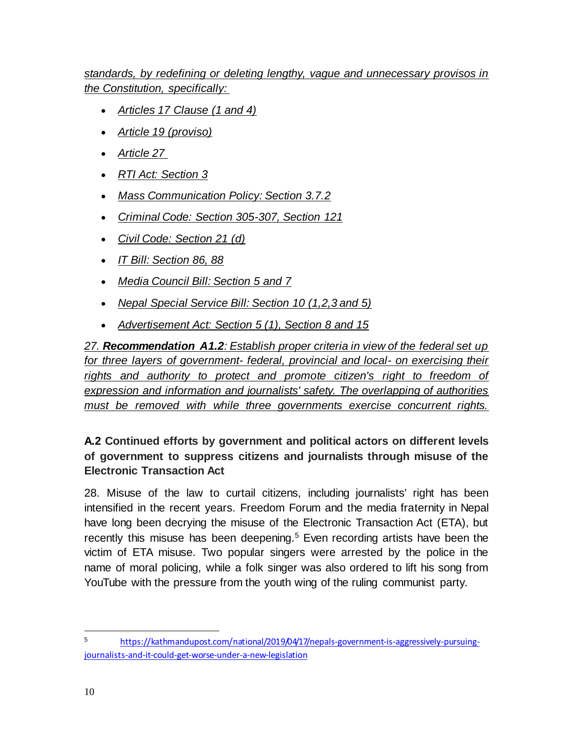*standards, by redefining or deleting lengthy, vague and unnecessary provisos in the Constitution, specifically:*

- *Articles 17 Clause (1 and 4)*
- *Article 19 (proviso)*
- *Article 27*
- *RTI Act: Section 3*
- *Mass Communication Policy: Section 3.7.2*
- *Criminal Code: Section 305-307, Section 121*
- *Civil Code: Section 21 (d)*
- *IT Bill: Section 86, 88*
- *Media Council Bill: Section 5 and 7*
- *Nepal Special Service Bill: Section 10 (1,2,3 and 5)*
- *Advertisement Act: Section 5 (1), Section 8 and 15*

*27. **Recommendation A1.2**: Establish proper criteria in view of the federal set up for three layers of government- federal, provincial and local- on exercising their rights and authority to protect and promote citizen's right to freedom of expression and information and journalists' safety. The overlapping of authorities must be removed with while three governments exercise concurrent rights.*

### A.2 Continued efforts by government and political actors on different levels of government to suppress citizens and journalists through misuse of the Electronic Transaction Act

28. Misuse of the law to curtail citizens, including journalists' right has been intensified in the recent years. Freedom Forum and the media fraternity in Nepal have long been decrying the misuse of the Electronic Transaction Act (ETA), but recently this misuse has been deepening.[5] Even recording artists have been the victim of ETA misuse. Two popular singers were arrested by the police in the name of moral policing, while a folk singer was also ordered to lift his song from YouTube with the pressure from the youth wing of the ruling communist party.

---

[5] https://kathmandupost.com/national/2019/04/17/nepals-government-is-aggressively-pursuing-journalists-and-it-could-get-worse-under-a-new-legislation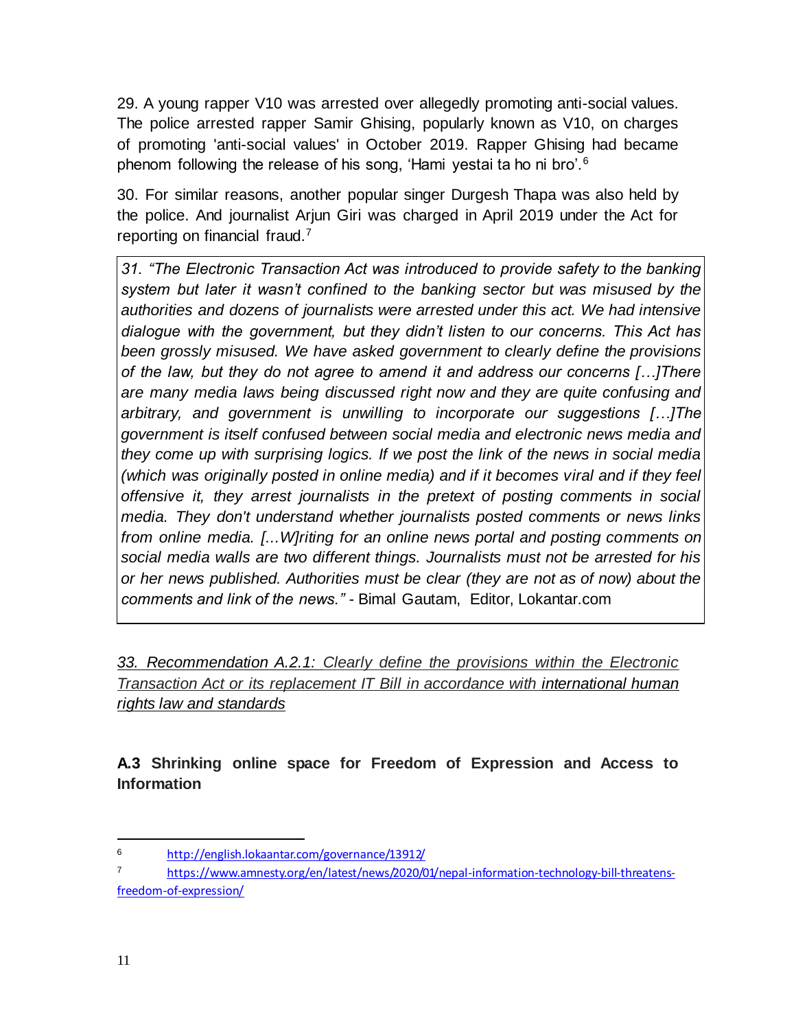29. A young rapper V10 was arrested over allegedly promoting anti-social values. The police arrested rapper Samir Ghising, popularly known as V10, on charges of promoting 'anti-social values' in October 2019. Rapper Ghising had became phenom following the release of his song, 'Hami yestai ta ho ni bro'.[6]

30. For similar reasons, another popular singer Durgesh Thapa was also held by the police. And journalist Arjun Giri was charged in April 2019 under the Act for reporting on financial fraud.[7]

> *31. "The Electronic Transaction Act was introduced to provide safety to the banking system but later it wasn't confined to the banking sector but was misused by the authorities and dozens of journalists were arrested under this act. We had intensive dialogue with the government, but they didn't listen to our concerns. This Act has been grossly misused. We have asked government to clearly define the provisions of the law, but they do not agree to amend it and address our concerns […]There are many media laws being discussed right now and they are quite confusing and arbitrary, and government is unwilling to incorporate our suggestions […]The government is itself confused between social media and electronic news media and they come up with surprising logics. If we post the link of the news in social media (which was originally posted in online media) and if it becomes viral and if they feel offensive it, they arrest journalists in the pretext of posting comments in social media. They don't understand whether journalists posted comments or news links from online media. [...W]riting for an online news portal and posting comments on social media walls are two different things. Journalists must not be arrested for his or her news published. Authorities must be clear (they are not as of now) about the comments and link of the news."* - Bimal Gautam, Editor, Lokantar.com

*33. Recommendation A.2.1: Clearly define the provisions within the Electronic Transaction Act or its replacement IT Bill in accordance with international human rights law and standards*

**A.3 Shrinking online space for Freedom of Expression and Access to Information**

---

[6] http://english.lokaantar.com/governance/13912/

[7] https://www.amnesty.org/en/latest/news/2020/01/nepal-information-technology-bill-threatens-freedom-of-expression/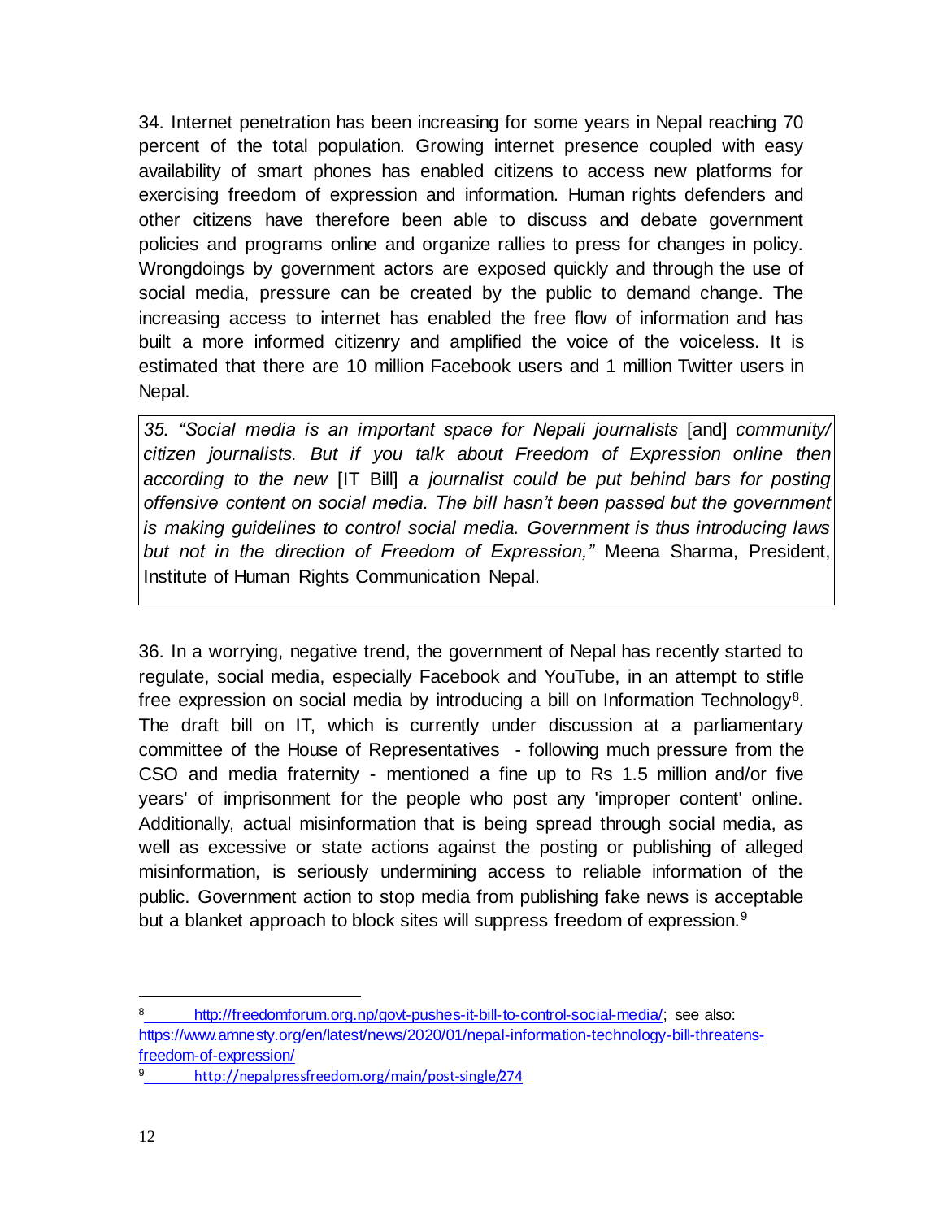34. Internet penetration has been increasing for some years in Nepal reaching 70 percent of the total population. Growing internet presence coupled with easy availability of smart phones has enabled citizens to access new platforms for exercising freedom of expression and information. Human rights defenders and other citizens have therefore been able to discuss and debate government policies and programs online and organize rallies to press for changes in policy. Wrongdoings by government actors are exposed quickly and through the use of social media, pressure can be created by the public to demand change. The increasing access to internet has enabled the free flow of information and has built a more informed citizenry and amplified the voice of the voiceless. It is estimated that there are 10 million Facebook users and 1 million Twitter users in Nepal.

> *35. "Social media is an important space for Nepali journalists* [and] *community/ citizen journalists. But if you talk about Freedom of Expression online then according to the new* [IT Bill] *a journalist could be put behind bars for posting offensive content on social media. The bill hasn't been passed but the government is making guidelines to control social media. Government is thus introducing laws but not in the direction of Freedom of Expression,"* Meena Sharma, President, Institute of Human Rights Communication Nepal.

36. In a worrying, negative trend, the government of Nepal has recently started to regulate, social media, especially Facebook and YouTube, in an attempt to stifle free expression on social media by introducing a bill on Information Technology[8]. The draft bill on IT, which is currently under discussion at a parliamentary committee of the House of Representatives - following much pressure from the CSO and media fraternity - mentioned a fine up to Rs 1.5 million and/or five years' of imprisonment for the people who post any 'improper content' online. Additionally, actual misinformation that is being spread through social media, as well as excessive or state actions against the posting or publishing of alleged misinformation, is seriously undermining access to reliable information of the public. Government action to stop media from publishing fake news is acceptable but a blanket approach to block sites will suppress freedom of expression.[9]

---

[8] http://freedomforum.org.np/govt-pushes-it-bill-to-control-social-media/; see also: https://www.amnesty.org/en/latest/news/2020/01/nepal-information-technology-bill-threatens-freedom-of-expression/

[9] http://nepalpressfreedom.org/main/post-single/274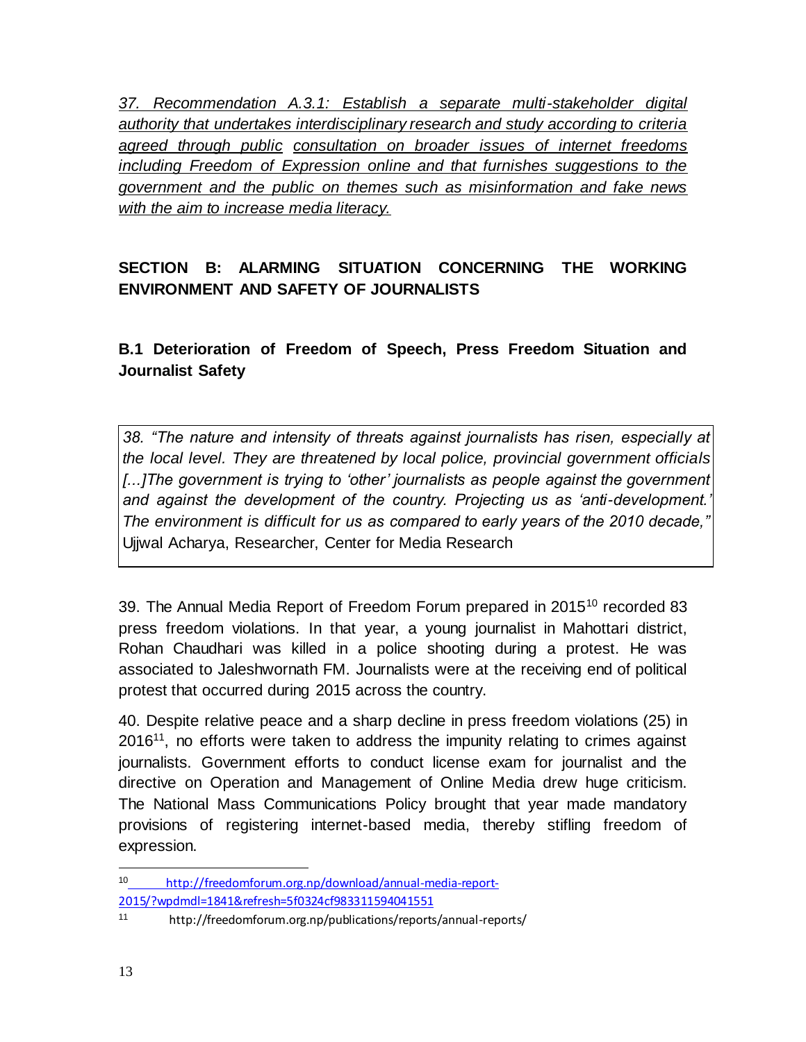*37. Recommendation A.3.1: Establish a separate multi-stakeholder digital authority that undertakes interdisciplinary research and study according to criteria agreed through public consultation on broader issues of internet freedoms including Freedom of Expression online and that furnishes suggestions to the government and the public on themes such as misinformation and fake news with the aim to increase media literacy.*

## SECTION B: ALARMING SITUATION CONCERNING THE WORKING ENVIRONMENT AND SAFETY OF JOURNALISTS

### B.1 Deterioration of Freedom of Speech, Press Freedom Situation and Journalist Safety

> *38. "The nature and intensity of threats against journalists has risen, especially at the local level. They are threatened by local police, provincial government officials [...]The government is trying to 'other' journalists as people against the government and against the development of the country. Projecting us as 'anti-development.' The environment is difficult for us as compared to early years of the 2010 decade,"* Ujjwal Acharya, Researcher, Center for Media Research

39. The Annual Media Report of Freedom Forum prepared in 2015[10] recorded 83 press freedom violations. In that year, a young journalist in Mahottari district, Rohan Chaudhari was killed in a police shooting during a protest. He was associated to Jaleshwornath FM. Journalists were at the receiving end of political protest that occurred during 2015 across the country.

40. Despite relative peace and a sharp decline in press freedom violations (25) in 2016[11], no efforts were taken to address the impunity relating to crimes against journalists. Government efforts to conduct license exam for journalist and the directive on Operation and Management of Online Media drew huge criticism. The National Mass Communications Policy brought that year made mandatory provisions of registering internet-based media, thereby stifling freedom of expression.

---

[10] http://freedomforum.org.np/download/annual-media-report-2015/?wpdmdl=1841&refresh=5f0324cf983311594041551

[11] http://freedomforum.org.np/publications/reports/annual-reports/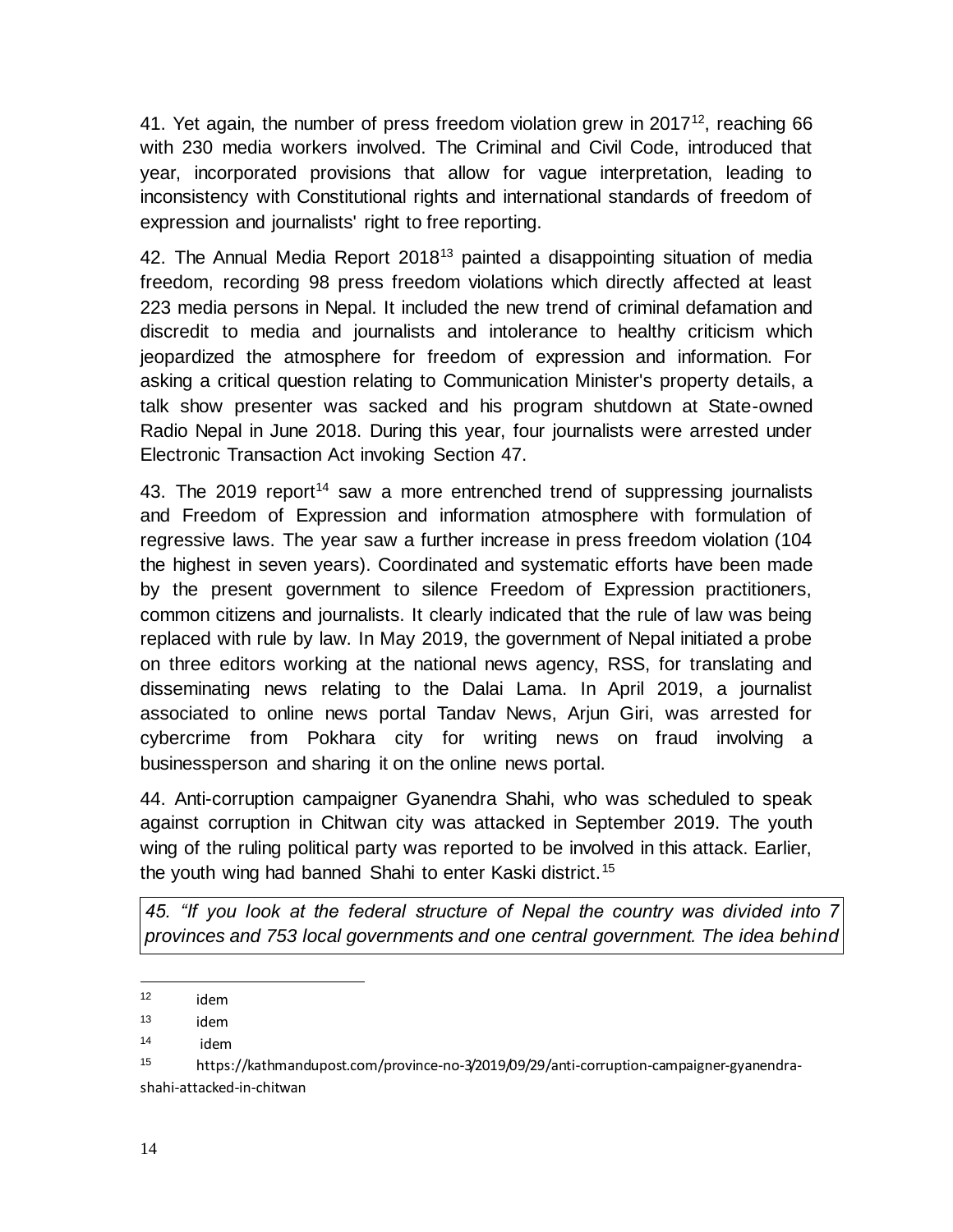41. Yet again, the number of press freedom violation grew in 2017[12], reaching 66 with 230 media workers involved. The Criminal and Civil Code, introduced that year, incorporated provisions that allow for vague interpretation, leading to inconsistency with Constitutional rights and international standards of freedom of expression and journalists' right to free reporting.

42. The Annual Media Report 2018[13] painted a disappointing situation of media freedom, recording 98 press freedom violations which directly affected at least 223 media persons in Nepal. It included the new trend of criminal defamation and discredit to media and journalists and intolerance to healthy criticism which jeopardized the atmosphere for freedom of expression and information. For asking a critical question relating to Communication Minister's property details, a talk show presenter was sacked and his program shutdown at State-owned Radio Nepal in June 2018. During this year, four journalists were arrested under Electronic Transaction Act invoking Section 47.

43. The 2019 report[14] saw a more entrenched trend of suppressing journalists and Freedom of Expression and information atmosphere with formulation of regressive laws. The year saw a further increase in press freedom violation (104 the highest in seven years). Coordinated and systematic efforts have been made by the present government to silence Freedom of Expression practitioners, common citizens and journalists. It clearly indicated that the rule of law was being replaced with rule by law. In May 2019, the government of Nepal initiated a probe on three editors working at the national news agency, RSS, for translating and disseminating news relating to the Dalai Lama. In April 2019, a journalist associated to online news portal Tandav News, Arjun Giri, was arrested for cybercrime from Pokhara city for writing news on fraud involving a businessperson and sharing it on the online news portal.

44. Anti-corruption campaigner Gyanendra Shahi, who was scheduled to speak against corruption in Chitwan city was attacked in September 2019. The youth wing of the ruling political party was reported to be involved in this attack. Earlier, the youth wing had banned Shahi to enter Kaski district.[15]

*45. "If you look at the federal structure of Nepal the country was divided into 7 provinces and 753 local governments and one central government. The idea behind*

---

[12] idem

[13] idem

[14] idem

[15] https://kathmandupost.com/province-no-3/2019/09/29/anti-corruption-campaigner-gyanendra-shahi-attacked-in-chitwan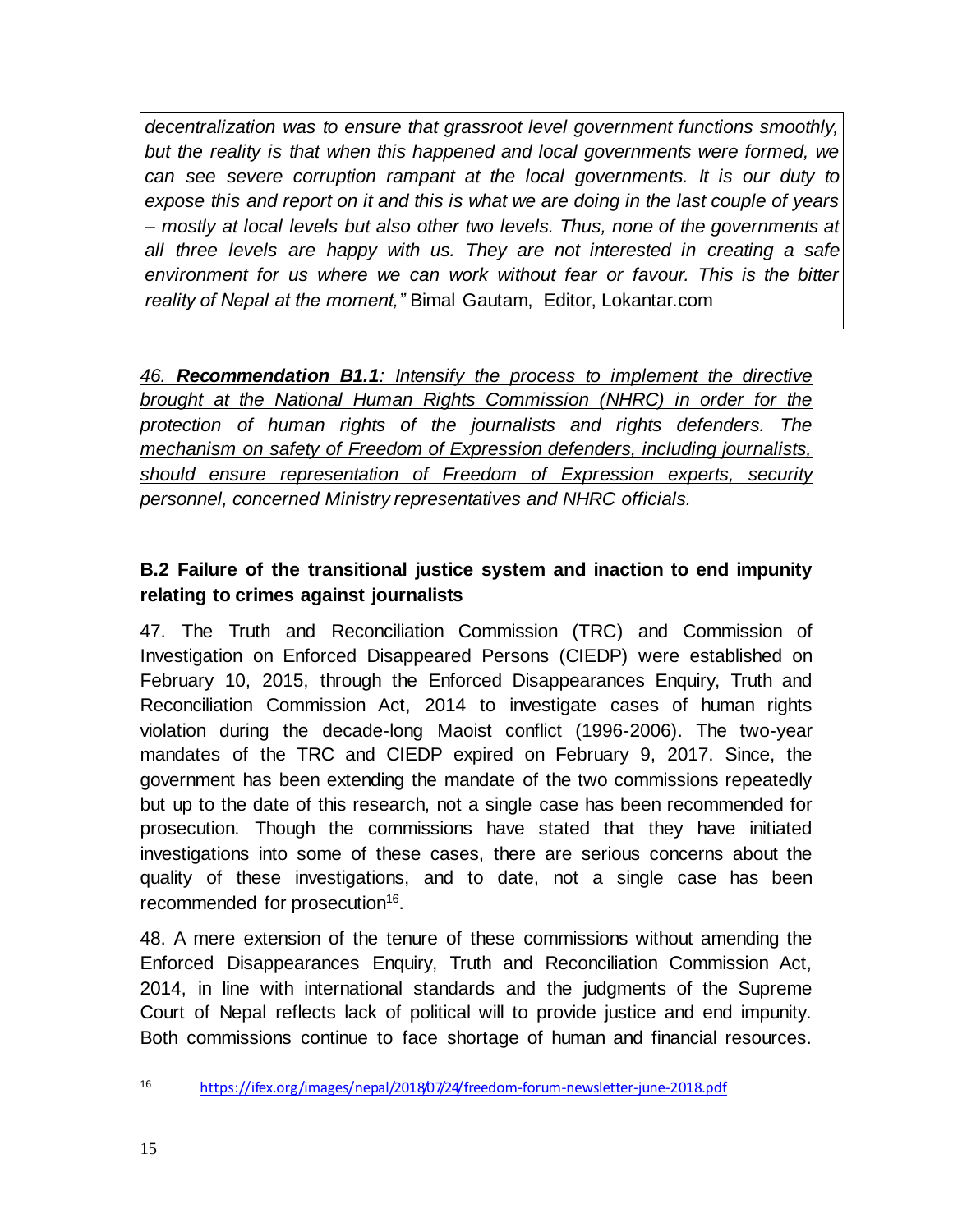*decentralization was to ensure that grassroot level government functions smoothly, but the reality is that when this happened and local governments were formed, we can see severe corruption rampant at the local governments. It is our duty to expose this and report on it and this is what we are doing in the last couple of years – mostly at local levels but also other two levels. Thus, none of the governments at all three levels are happy with us. They are not interested in creating a safe environment for us where we can work without fear or favour. This is the bitter reality of Nepal at the moment,"* Bimal Gautam, Editor, Lokantar.com

*46. **Recommendation B1.1**: Intensify the process to implement the directive brought at the National Human Rights Commission (NHRC) in order for the protection of human rights of the journalists and rights defenders. The mechanism on safety of Freedom of Expression defenders, including journalists, should ensure representation of Freedom of Expression experts, security personnel, concerned Ministry representatives and NHRC officials.*

### B.2 Failure of the transitional justice system and inaction to end impunity relating to crimes against journalists

47. The Truth and Reconciliation Commission (TRC) and Commission of Investigation on Enforced Disappeared Persons (CIEDP) were established on February 10, 2015, through the Enforced Disappearances Enquiry, Truth and Reconciliation Commission Act, 2014 to investigate cases of human rights violation during the decade-long Maoist conflict (1996-2006). The two-year mandates of the TRC and CIEDP expired on February 9, 2017. Since, the government has been extending the mandate of the two commissions repeatedly but up to the date of this research, not a single case has been recommended for prosecution. Though the commissions have stated that they have initiated investigations into some of these cases, there are serious concerns about the quality of these investigations, and to date, not a single case has been recommended for prosecution[16].

48. A mere extension of the tenure of these commissions without amending the Enforced Disappearances Enquiry, Truth and Reconciliation Commission Act, 2014, in line with international standards and the judgments of the Supreme Court of Nepal reflects lack of political will to provide justice and end impunity. Both commissions continue to face shortage of human and financial resources.

---

[16] https://ifex.org/images/nepal/2018/07/24/freedom-forum-newsletter-june-2018.pdf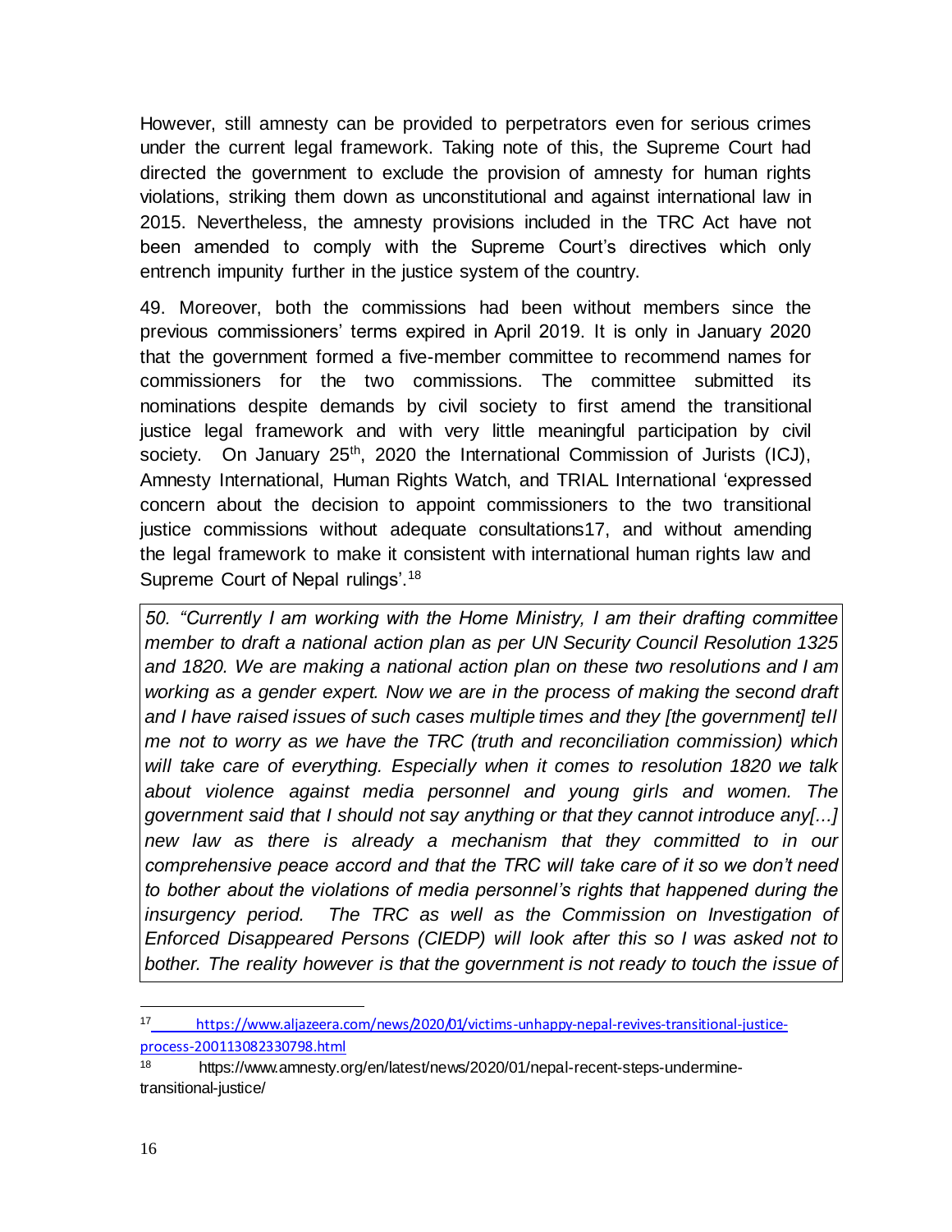However, still amnesty can be provided to perpetrators even for serious crimes under the current legal framework. Taking note of this, the Supreme Court had directed the government to exclude the provision of amnesty for human rights violations, striking them down as unconstitutional and against international law in 2015. Nevertheless, the amnesty provisions included in the TRC Act have not been amended to comply with the Supreme Court's directives which only entrench impunity further in the justice system of the country.

49. Moreover, both the commissions had been without members since the previous commissioners' terms expired in April 2019. It is only in January 2020 that the government formed a five-member committee to recommend names for commissioners for the two commissions. The committee submitted its nominations despite demands by civil society to first amend the transitional justice legal framework and with very little meaningful participation by civil society. On January 25th, 2020 the International Commission of Jurists (ICJ), Amnesty International, Human Rights Watch, and TRIAL International 'expressed concern about the decision to appoint commissioners to the two transitional justice commissions without adequate consultations17, and without amending the legal framework to make it consistent with international human rights law and Supreme Court of Nepal rulings'.[18]

> *50. "Currently I am working with the Home Ministry, I am their drafting committee member to draft a national action plan as per UN Security Council Resolution 1325 and 1820. We are making a national action plan on these two resolutions and I am working as a gender expert. Now we are in the process of making the second draft and I have raised issues of such cases multiple times and they [the government] tell me not to worry as we have the TRC (truth and reconciliation commission) which will take care of everything. Especially when it comes to resolution 1820 we talk about violence against media personnel and young girls and women. The government said that I should not say anything or that they cannot introduce any[...] new law as there is already a mechanism that they committed to in our comprehensive peace accord and that the TRC will take care of it so we don't need to bother about the violations of media personnel's rights that happened during the insurgency period. The TRC as well as the Commission on Investigation of Enforced Disappeared Persons (CIEDP) will look after this so I was asked not to bother. The reality however is that the government is not ready to touch the issue of*

---

[17] https://www.aljazeera.com/news/2020/01/victims-unhappy-nepal-revives-transitional-justice-process-200113082330798.html

[18] https://www.amnesty.org/en/latest/news/2020/01/nepal-recent-steps-undermine-transitional-justice/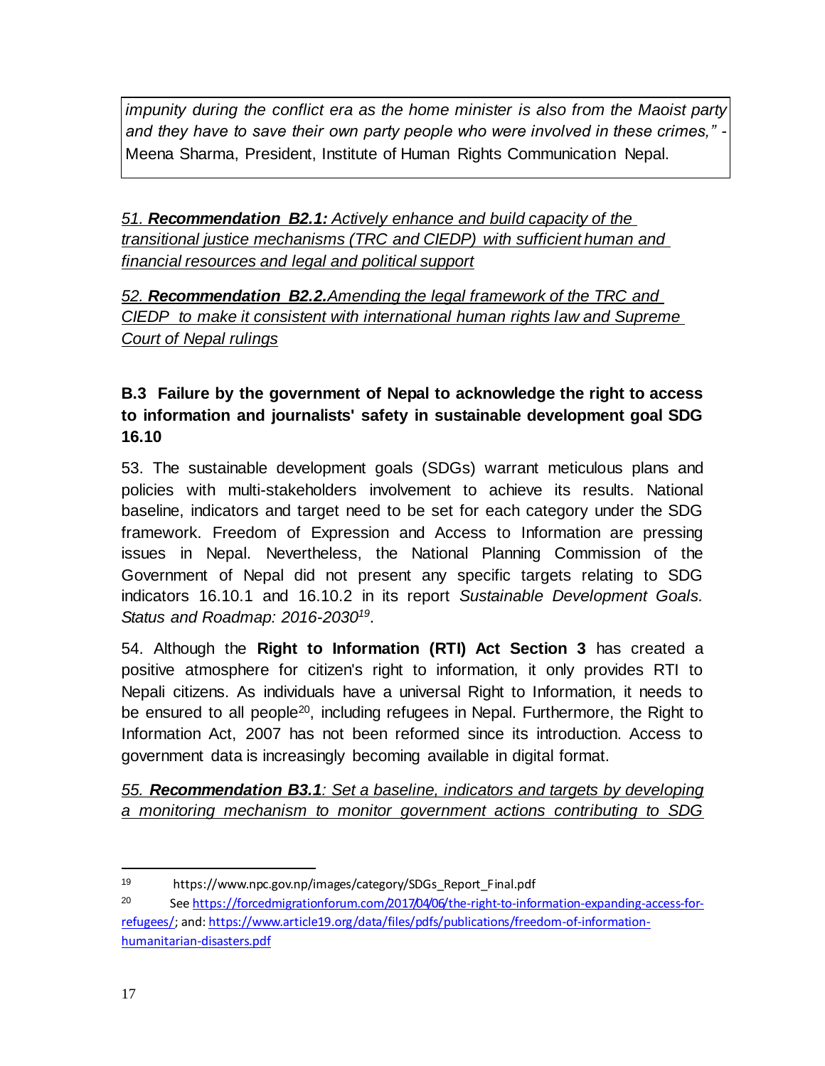*impunity during the conflict era as the home minister is also from the Maoist party and they have to save their own party people who were involved in these crimes," -* Meena Sharma, President, Institute of Human Rights Communication Nepal.

*51. **Recommendation B2.1:** Actively enhance and build capacity of the transitional justice mechanisms (TRC and CIEDP) with sufficient human and financial resources and legal and political support*

*52. **Recommendation B2.2.** Amending the legal framework of the TRC and CIEDP to make it consistent with international human rights law and Supreme Court of Nepal rulings*

### B.3 Failure by the government of Nepal to acknowledge the right to access to information and journalists' safety in sustainable development goal SDG 16.10

53. The sustainable development goals (SDGs) warrant meticulous plans and policies with multi-stakeholders involvement to achieve its results. National baseline, indicators and target need to be set for each category under the SDG framework. Freedom of Expression and Access to Information are pressing issues in Nepal. Nevertheless, the National Planning Commission of the Government of Nepal did not present any specific targets relating to SDG indicators 16.10.1 and 16.10.2 in its report *Sustainable Development Goals. Status and Roadmap: 2016-2030*[19].

54. Although the **Right to Information (RTI) Act Section 3** has created a positive atmosphere for citizen's right to information, it only provides RTI to Nepali citizens. As individuals have a universal Right to Information, it needs to be ensured to all people[20], including refugees in Nepal. Furthermore, the Right to Information Act, 2007 has not been reformed since its introduction. Access to government data is increasingly becoming available in digital format.

*55. **Recommendation B3.1**: Set a baseline, indicators and targets by developing a monitoring mechanism to monitor government actions contributing to SDG*

---

[19] https://www.npc.gov.np/images/category/SDGs_Report_Final.pdf

[20] See https://forcedmigrationforum.com/2017/04/06/the-right-to-information-expanding-access-for-refugees/; and: https://www.article19.org/data/files/pdfs/publications/freedom-of-information-humanitarian-disasters.pdf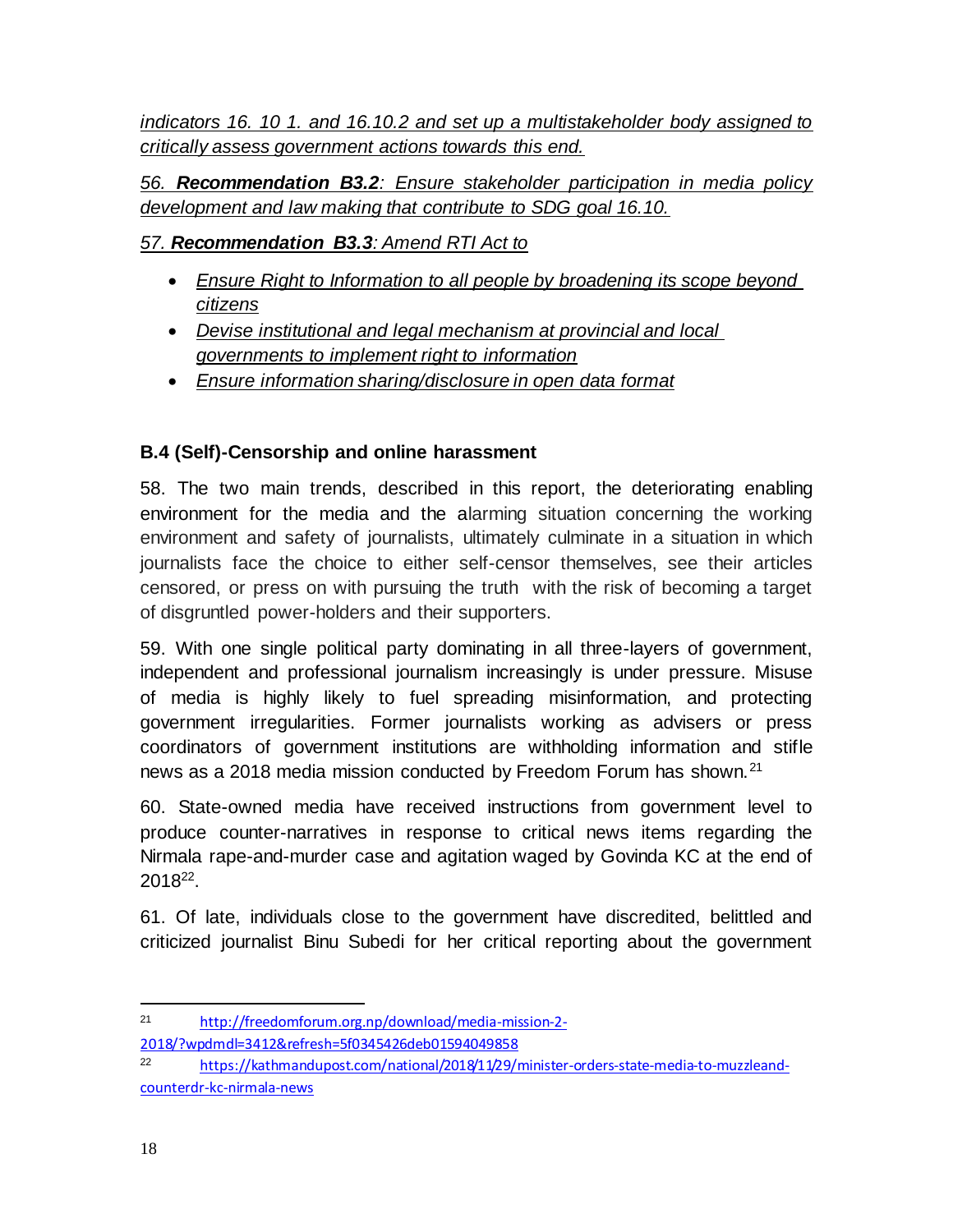*indicators 16. 10 1. and 16.10.2 and set up a multistakeholder body assigned to critically assess government actions towards this end.*

*56. **Recommendation B3.2**: Ensure stakeholder participation in media policy development and law making that contribute to SDG goal 16.10.*

*57. **Recommendation B3.3**: Amend RTI Act to*

- *Ensure Right to Information to all people by broadening its scope beyond citizens*
- *Devise institutional and legal mechanism at provincial and local governments to implement right to information*
- *Ensure information sharing/disclosure in open data format*

### B.4 (Self)-Censorship and online harassment

58. The two main trends, described in this report, the deteriorating enabling environment for the media and the alarming situation concerning the working environment and safety of journalists, ultimately culminate in a situation in which journalists face the choice to either self-censor themselves, see their articles censored, or press on with pursuing the truth with the risk of becoming a target of disgruntled power-holders and their supporters.

59. With one single political party dominating in all three-layers of government, independent and professional journalism increasingly is under pressure. Misuse of media is highly likely to fuel spreading misinformation, and protecting government irregularities. Former journalists working as advisers or press coordinators of government institutions are withholding information and stifle news as a 2018 media mission conducted by Freedom Forum has shown.[21]

60. State-owned media have received instructions from government level to produce counter-narratives in response to critical news items regarding the Nirmala rape-and-murder case and agitation waged by Govinda KC at the end of 2018[22].

61. Of late, individuals close to the government have discredited, belittled and criticized journalist Binu Subedi for her critical reporting about the government

---

[21] http://freedomforum.org.np/download/media-mission-2-2018/?wpdmdl=3412&refresh=5f0345426deb01594049858

[22] https://kathmandupost.com/national/2018/11/29/minister-orders-state-media-to-muzzleand-counterdr-kc-nirmala-news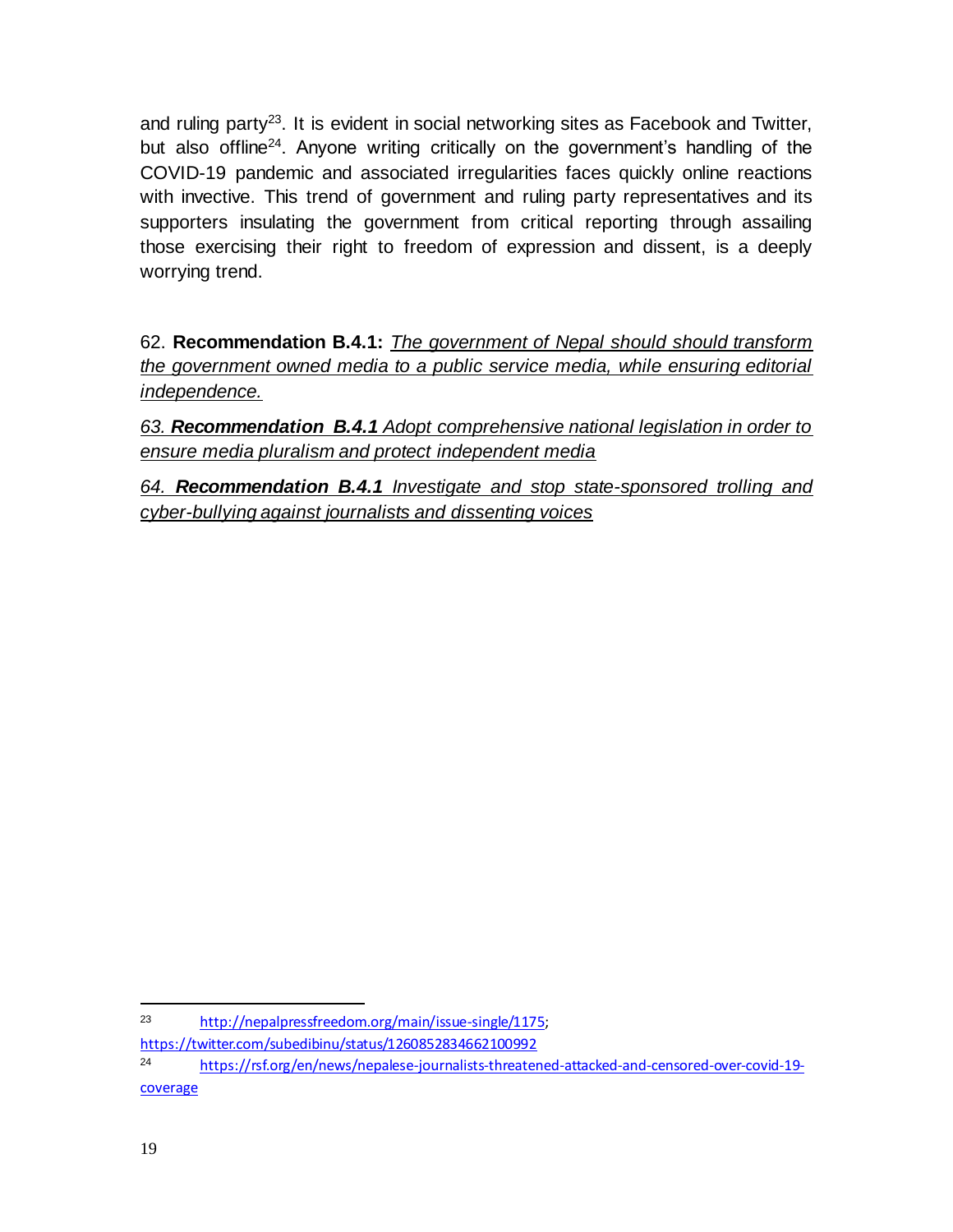and ruling party[23]. It is evident in social networking sites as Facebook and Twitter, but also offline[24]. Anyone writing critically on the government's handling of the COVID-19 pandemic and associated irregularities faces quickly online reactions with invective. This trend of government and ruling party representatives and its supporters insulating the government from critical reporting through assailing those exercising their right to freedom of expression and dissent, is a deeply worrying trend.

62. **Recommendation B.4.1:** _The government of Nepal should should transform the government owned media to a public service media, while ensuring editorial independence._

_63. **Recommendation B.4.1** Adopt comprehensive national legislation in order to ensure media pluralism and protect independent media_

_64. **Recommendation B.4.1** Investigate and stop state-sponsored trolling and cyber-bullying against journalists and dissenting voices_

---

[23] http://nepalpressfreedom.org/main/issue-single/1175; https://twitter.com/subedibinu/status/1260852834662100992

[24] https://rsf.org/en/news/nepalese-journalists-threatened-attacked-and-censored-over-covid-19-coverage